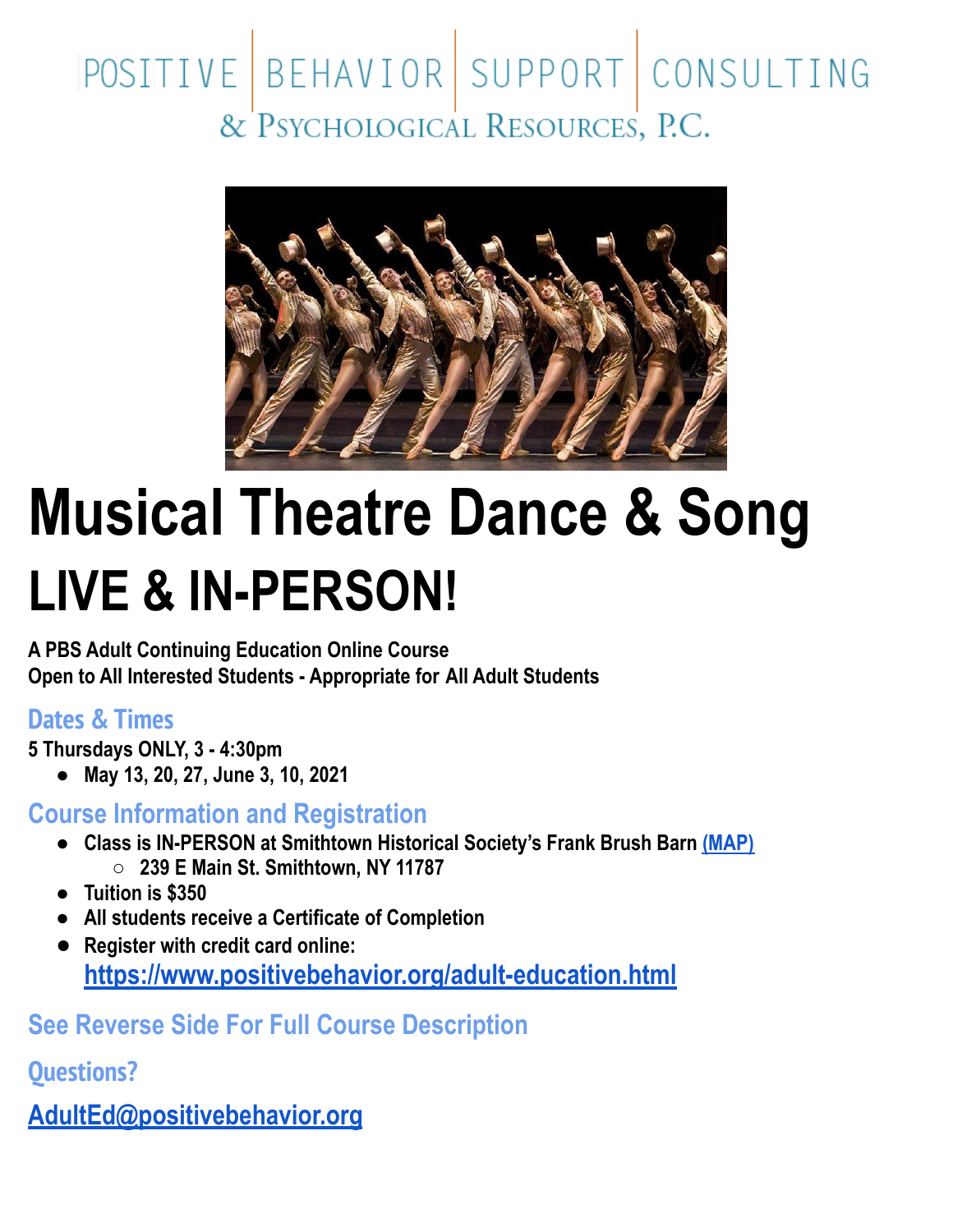POSITIVE | BEHAVIOR | SUPPORT | CONSULTING
& PSYCHOLOGICAL RESOURCES, P.C.

# Musical Theatre Dance & Song

# LIVE & IN-PERSON!

**A PBS Adult Continuing Education Online Course**
**Open to All Interested Students - Appropriate for All Adult Students**

## Dates & Times

**5 Thursdays ONLY, 3 - 4:30pm**

- **May 13, 20, 27, June 3, 10, 2021**

## Course Information and Registration

- **Class is IN-PERSON at Smithtown Historical Society's Frank Brush Barn (MAP)**
  - **239 E Main St. Smithtown, NY 11787**
- **Tuition is $350**
- **All students receive a Certificate of Completion**
- **Register with credit card online:**
  **https://www.positivebehavior.org/adult-education.html**

## See Reverse Side For Full Course Description

## Questions?

**AdultEd@positivebehavior.org**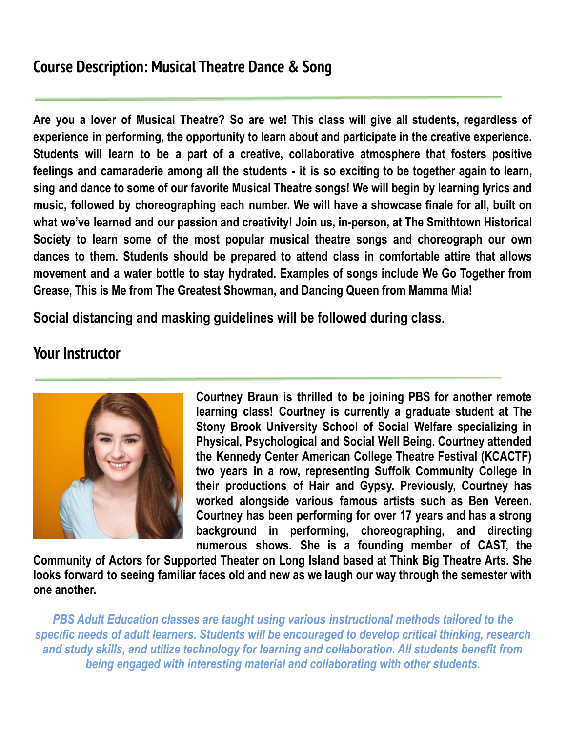## Course Description: Musical Theatre Dance & Song

**Are you a lover of Musical Theatre? So are we! This class will give all students, regardless of experience in performing, the opportunity to learn about and participate in the creative experience. Students will learn to be a part of a creative, collaborative atmosphere that fosters positive feelings and camaraderie among all the students - it is so exciting to be together again to learn, sing and dance to some of our favorite Musical Theatre songs! We will begin by learning lyrics and music, followed by choreographing each number. We will have a showcase finale for all, built on what we've learned and our passion and creativity! Join us, in-person, at The Smithtown Historical Society to learn some of the most popular musical theatre songs and choreograph our own dances to them. Students should be prepared to attend class in comfortable attire that allows movement and a water bottle to stay hydrated. Examples of songs include We Go Together from Grease, This is Me from The Greatest Showman, and Dancing Queen from Mamma Mia!**

**Social distancing and masking guidelines will be followed during class.**

## Your Instructor

**Courtney Braun is thrilled to be joining PBS for another remote learning class! Courtney is currently a graduate student at The Stony Brook University School of Social Welfare specializing in Physical, Psychological and Social Well Being. Courtney attended the Kennedy Center American College Theatre Festival (KCACTF) two years in a row, representing Suffolk Community College in their productions of Hair and Gypsy. Previously, Courtney has worked alongside various famous artists such as Ben Vereen. Courtney has been performing for over 17 years and has a strong background in performing, choreographing, and directing numerous shows. She is a founding member of CAST, the Community of Actors for Supported Theater on Long Island based at Think Big Theatre Arts. She looks forward to seeing familiar faces old and new as we laugh our way through the semester with one another.**

***PBS Adult Education classes are taught using various instructional methods tailored to the specific needs of adult learners. Students will be encouraged to develop critical thinking, research and study skills, and utilize technology for learning and collaboration. All students benefit from being engaged with interesting material and collaborating with other students.***